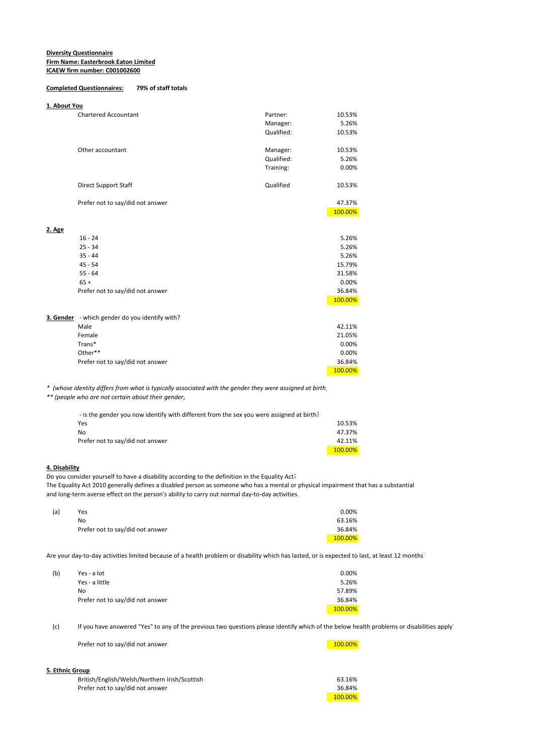**Diversity Questionnaire**
**Firm Name: Easterbrook Eaton Limited**
**ICAEW firm number: C001002600**

**Completed Questionnaires:** **79% of staff totals**

**1. About You**

| | | |
|---|---|---|
| Chartered Accountant | Partner: | 10.53% |
| | Manager: | 5.26% |
| | Qualified: | 10.53% |
| Other accountant | Manager: | 10.53% |
| | Qualified: | 5.26% |
| | Training: | 0.00% |
| Direct Support Staff | Qualified | 10.53% |
| Prefer not to say/did not answer | | 47.37% |
| | | 100.00% |

**2. Age**

| | |
|---|---|
| 16 - 24 | 5.26% |
| 25 - 34 | 5.26% |
| 35 - 44 | 5.26% |
| 45 - 54 | 15.79% |
| 55 - 64 | 31.58% |
| 65 + | 0.00% |
| Prefer not to say/did not answer | 36.84% |
| | 100.00% |

**3. Gender** - which gender do you identify with?

| | |
|---|---|
| Male | 42.11% |
| Female | 21.05% |
| Trans* | 0.00% |
| Other** | 0.00% |
| Prefer not to say/did not answer | 36.84% |
| | 100.00% |

*\* (whose identity differs from what is typically associated with the gender they were assigned at birth)*
*\*\* (people who are not certain about their gender)*

- is the gender you now identify with different from the sex you were assigned at birth?

| | |
|---|---|
| Yes | 10.53% |
| No | 47.37% |
| Prefer not to say/did not answer | 42.11% |
| | 100.00% |

**4. Disability**

Do you consider yourself to have a disability according to the definition in the Equality Act?
The Equality Act 2010 generally defines a disabled person as someone who has a mental or physical impairment that has a substantial and long-term averse effect on the person's ability to carry out normal day-to-day activities.

| | | |
|---|---|---|
| (a) | Yes | 0.00% |
| | No | 63.16% |
| | Prefer not to say/did not answer | 36.84% |
| | | 100.00% |

Are your day-to-day activities limited because of a health problem or disability which has lasted, or is expected to last, at least 12 months?

| | | |
|---|---|---|
| (b) | Yes - a lot | 0.00% |
| | Yes - a little | 5.26% |
| | No | 57.89% |
| | Prefer not to say/did not answer | 36.84% |
| | | 100.00% |

(c) If you have answered "Yes" to any of the previous two questions please identify which of the below health problems or disabilities apply?

| | |
|---|---|
| Prefer not to say/did not answer | 100.00% |

**5. Ethnic Group**

| | |
|---|---|
| British/English/Welsh/Northern Irish/Scottish | 63.16% |
| Prefer not to say/did not answer | 36.84% |
| | 100.00% |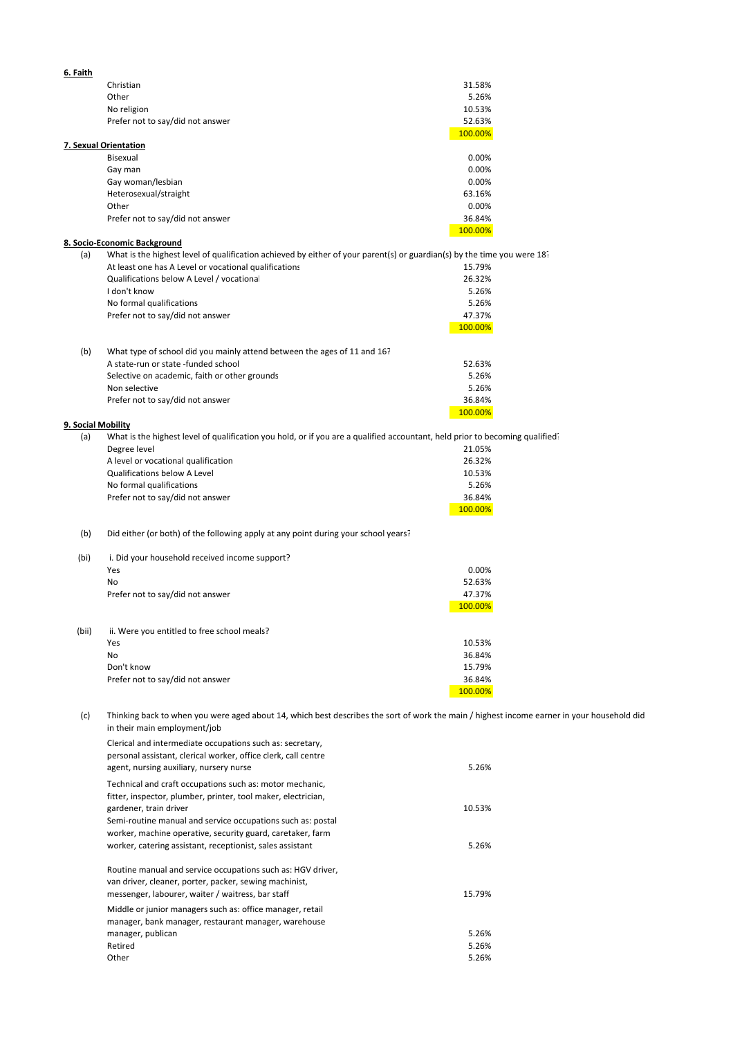**6. Faith**

| | |
|---|---|
| Christian | 31.58% |
| Other | 5.26% |
| No religion | 10.53% |
| Prefer not to say/did not answer | 52.63% |
| | 100.00% |

**7. Sexual Orientation**

| | |
|---|---|
| Bisexual | 0.00% |
| Gay man | 0.00% |
| Gay woman/lesbian | 0.00% |
| Heterosexual/straight | 63.16% |
| Other | 0.00% |
| Prefer not to say/did not answer | 36.84% |
| | 100.00% |

**8. Socio-Economic Background**

(a) What is the highest level of qualification achieved by either of your parent(s) or guardian(s) by the time you were 18?

| | |
|---|---|
| At least one has A Level or vocational qualifications | 15.79% |
| Qualifications below A Level / vocational | 26.32% |
| I don't know | 5.26% |
| No formal qualifications | 5.26% |
| Prefer not to say/did not answer | 47.37% |
| | 100.00% |

(b) What type of school did you mainly attend between the ages of 11 and 16?

| | |
|---|---|
| A state-run or state -funded school | 52.63% |
| Selective on academic, faith or other grounds | 5.26% |
| Non selective | 5.26% |
| Prefer not to say/did not answer | 36.84% |
| | 100.00% |

**9. Social Mobility**

(a) What is the highest level of qualification you hold, or if you are a qualified accountant, held prior to becoming qualified?

| | |
|---|---|
| Degree level | 21.05% |
| A level or vocational qualification | 26.32% |
| Qualifications below A Level | 10.53% |
| No formal qualifications | 5.26% |
| Prefer not to say/did not answer | 36.84% |
| | 100.00% |

(b) Did either (or both) of the following apply at any point during your school years?

(bi) i. Did your household received income support?

| | |
|---|---|
| Yes | 0.00% |
| No | 52.63% |
| Prefer not to say/did not answer | 47.37% |
| | 100.00% |

(bii) ii. Were you entitled to free school meals?

| | |
|---|---|
| Yes | 10.53% |
| No | 36.84% |
| Don't know | 15.79% |
| Prefer not to say/did not answer | 36.84% |
| | 100.00% |

(c) Thinking back to when you were aged about 14, which best describes the sort of work the main / highest income earner in your household did in their main employment/job

| | |
|---|---|
| Clerical and intermediate occupations such as: secretary, personal assistant, clerical worker, office clerk, call centre agent, nursing auxiliary, nursery nurse | 5.26% |
| Technical and craft occupations such as: motor mechanic, fitter, inspector, plumber, printer, tool maker, electrician, gardener, train driver | 10.53% |
| Semi-routine manual and service occupations such as: postal worker, machine operative, security guard, caretaker, farm worker, catering assistant, receptionist, sales assistant | 5.26% |
| Routine manual and service occupations such as: HGV driver, van driver, cleaner, porter, packer, sewing machinist, messenger, labourer, waiter / waitress, bar staff | 15.79% |
| Middle or junior managers such as: office manager, retail manager, bank manager, restaurant manager, warehouse manager, publican | 5.26% |
| Retired | 5.26% |
| Other | 5.26% |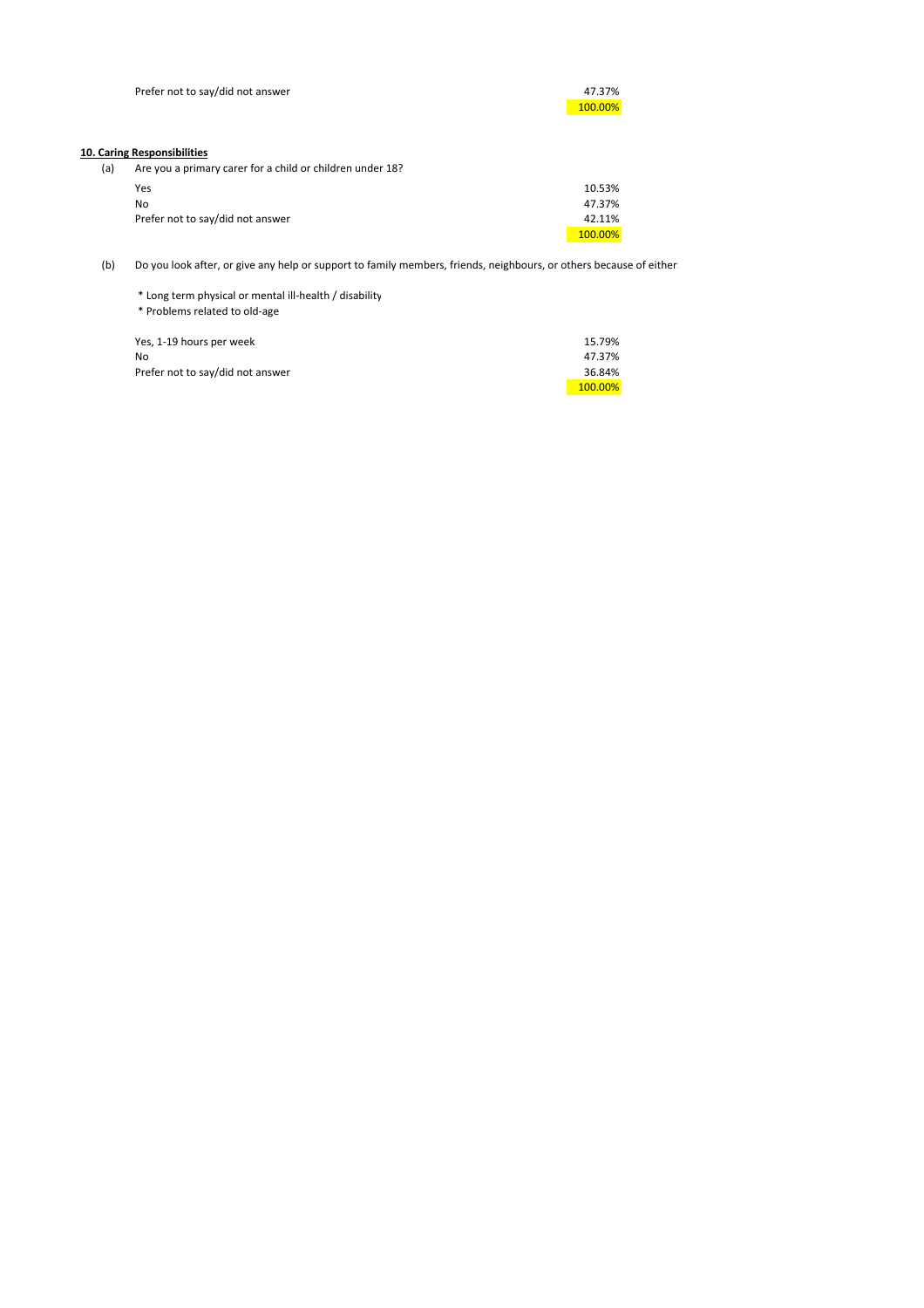| | |
|---|---|
| Prefer not to say/did not answer | 47.37% |
| | 100.00% |

**10. Caring Responsibilities**

(a) Are you a primary carer for a child or children under 18?

| | |
|---|---|
| Yes | 10.53% |
| No | 47.37% |
| Prefer not to say/did not answer | 42.11% |
| | 100.00% |

(b) Do you look after, or give any help or support to family members, friends, neighbours, or others because of either

* Long term physical or mental ill-health / disability
* Problems related to old-age

| | |
|---|---|
| Yes, 1-19 hours per week | 15.79% |
| No | 47.37% |
| Prefer not to say/did not answer | 36.84% |
| | 100.00% |